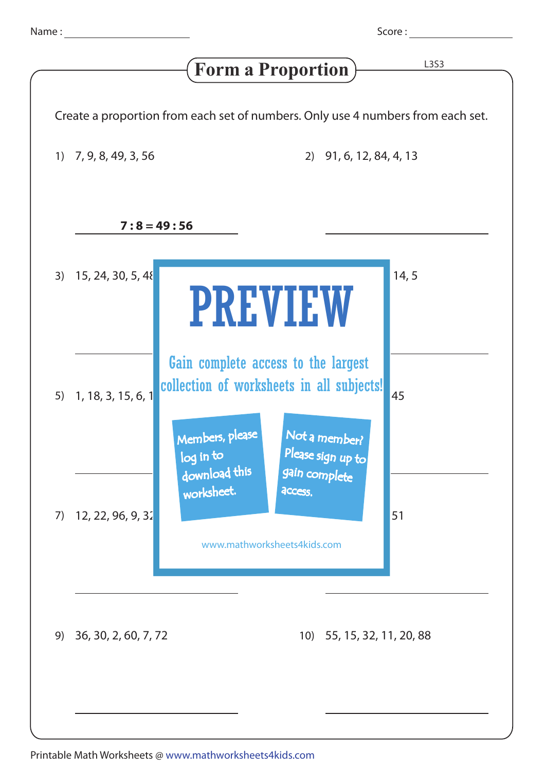Name : ____________________ Score : ____________________

# Form a Proportion

L3S3

Create a proportion from each set of numbers. Only use 4 numbers from each set.

1) 7, 9, 8, 49, 3, 56

**7 : 8 = 49 : 56**

2) 91, 6, 12, 84, 4, 13

______________________

3) 15, 24, 30, 5, 48

______________________

4) 14, 5

______________________

5) 1, 18, 3, 15, 6, 1

______________________

6) 45

______________________

7) 12, 22, 96, 9, 32

______________________

8) 51

______________________

9) 36, 30, 2, 60, 7, 72

______________________

10) 55, 15, 32, 11, 20, 88

______________________

PREVIEW

Gain complete access to the largest collection of worksheets in all subjects!

Members, please log in to download this worksheet.

Not a member? Please sign up to gain complete access.

www.mathworksheets4kids.com

Printable Math Worksheets @ www.mathworksheets4kids.com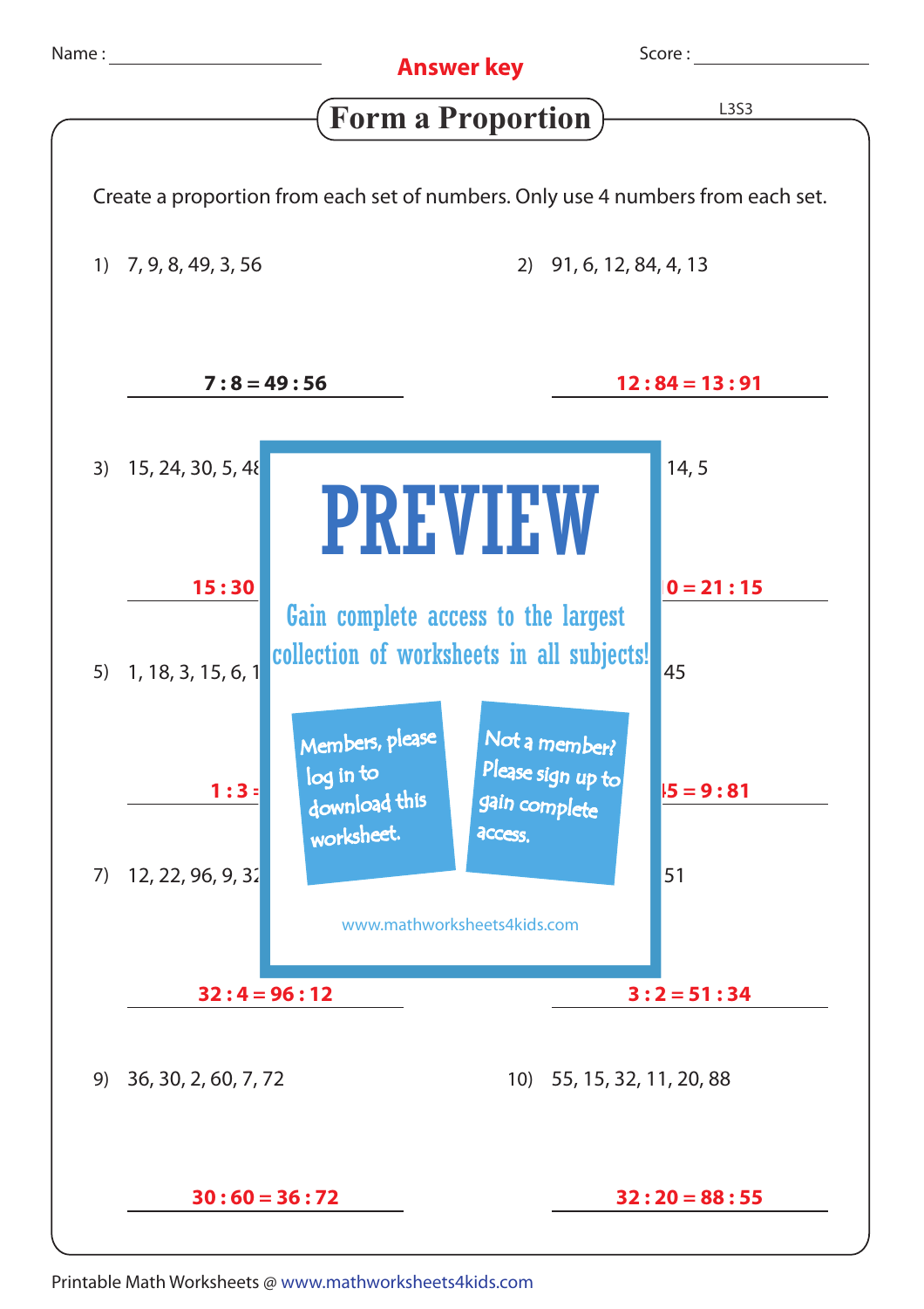Name : \_\_\_\_\_\_\_\_\_\_\_\_\_\_\_\_\_\_\_\_ **Answer key** Score : \_\_\_\_\_\_\_\_\_\_\_\_\_\_\_\_

# Form a Proportion

L3S3

Create a proportion from each set of numbers. Only use 4 numbers from each set.

1) 7, 9, 8, 49, 3, 56

**7 : 8 = 49 : 56**

2) 91, 6, 12, 84, 4, 13

**12 : 84 = 13 : 91**

3) 15, 24, 30, 5, 48

**15 : 30**

4) 14, 5

**0 = 21 : 15**

5) 1, 18, 3, 15, 6, 1

**1 : 3 =**

6) 45

**45 = 9 : 81**

7) 12, 22, 96, 9, 32

**32 : 4 = 96 : 12**

8) 51

**3 : 2 = 51 : 34**

9) 36, 30, 2, 60, 7, 72

**30 : 60 = 36 : 72**

10) 55, 15, 32, 11, 20, 88

**32 : 20 = 88 : 55**

PREVIEW

Gain complete access to the largest collection of worksheets in all subjects!

Members, please log in to download this worksheet.

Not a member? Please sign up to gain complete access.

www.mathworksheets4kids.com

Printable Math Worksheets @ www.mathworksheets4kids.com